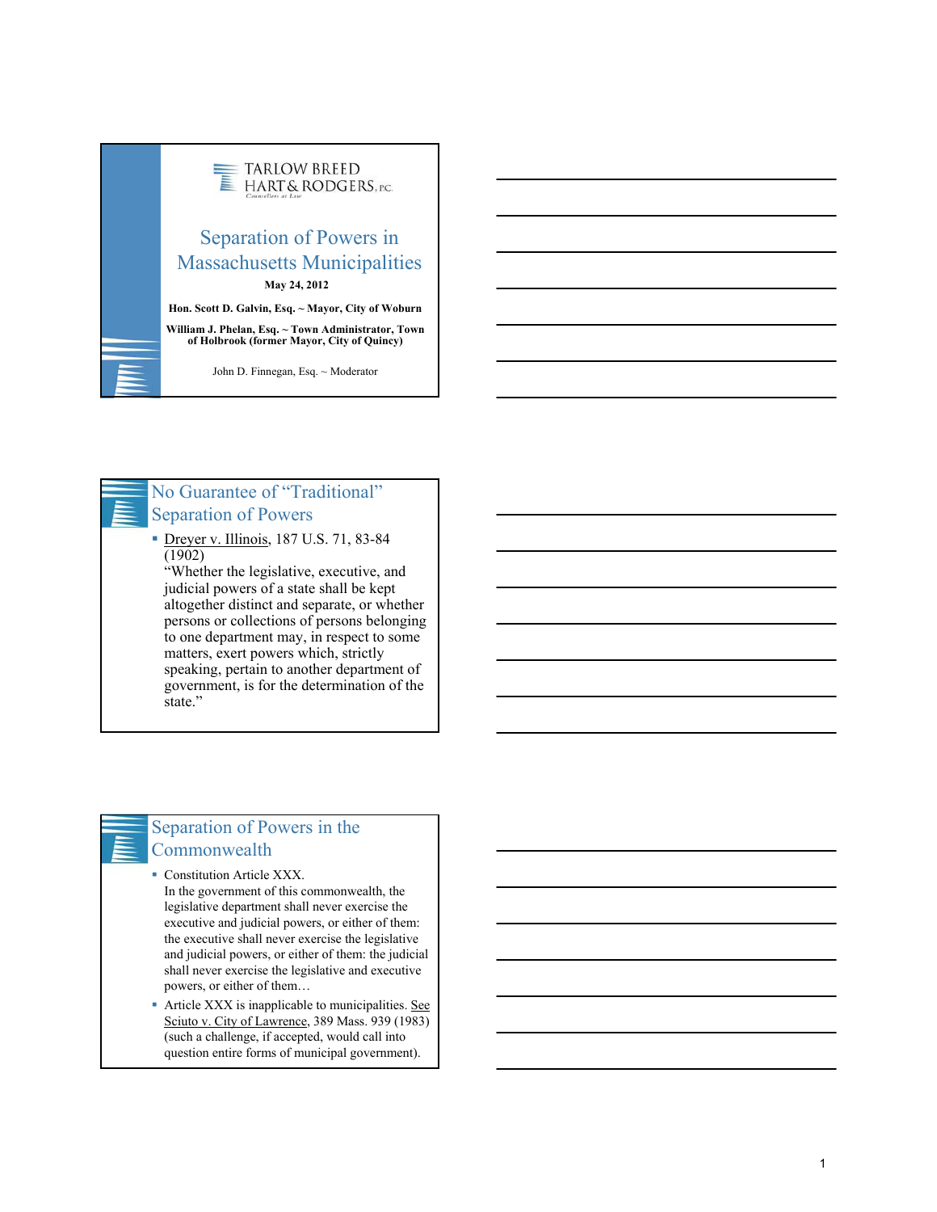TARLOW BREED HART & RODGERS, P.C.
Counsellors at Law

# Separation of Powers in Massachusetts Municipalities

**May 24, 2012**

**Hon. Scott D. Galvin, Esq. ~ Mayor, City of Woburn**

**William J. Phelan, Esq. ~ Town Administrator, Town of Holbrook (former Mayor, City of Quincy)**

John D. Finnegan, Esq. ~ Moderator

## No Guarantee of "Traditional" Separation of Powers

- Dreyer v. Illinois, 187 U.S. 71, 83-84 (1902)
  "Whether the legislative, executive, and judicial powers of a state shall be kept altogether distinct and separate, or whether persons or collections of persons belonging to one department may, in respect to some matters, exert powers which, strictly speaking, pertain to another department of government, is for the determination of the state."

## Separation of Powers in the Commonwealth

- Constitution Article XXX.
  In the government of this commonwealth, the legislative department shall never exercise the executive and judicial powers, or either of them: the executive shall never exercise the legislative and judicial powers, or either of them: the judicial shall never exercise the legislative and executive powers, or either of them…
- Article XXX is inapplicable to municipalities. See Sciuto v. City of Lawrence, 389 Mass. 939 (1983) (such a challenge, if accepted, would call into question entire forms of municipal government).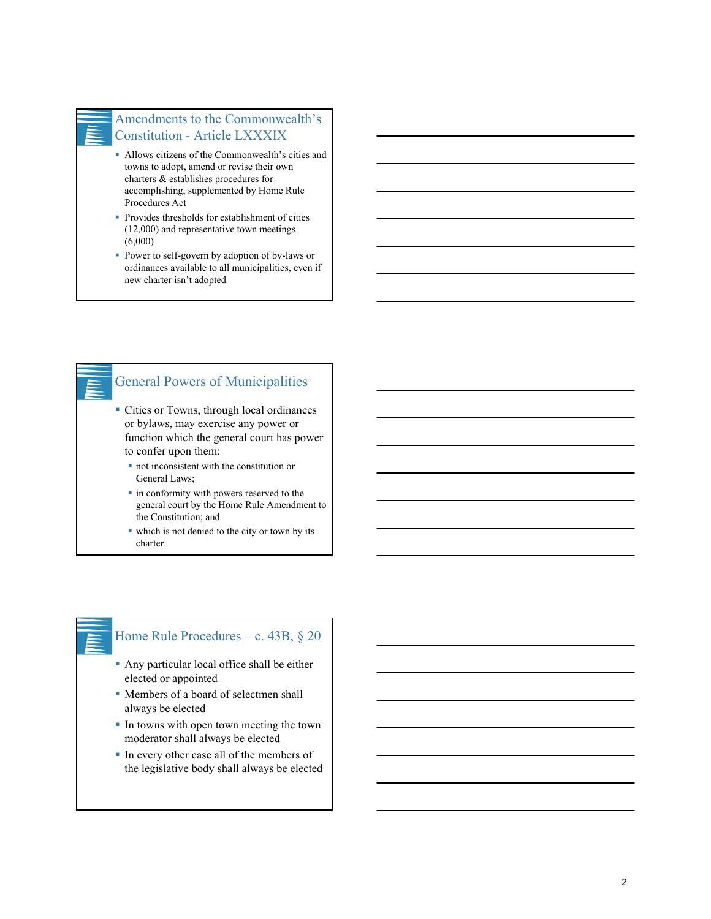## Amendments to the Commonwealth's Constitution - Article LXXXIX

- Allows citizens of the Commonwealth's cities and towns to adopt, amend or revise their own charters & establishes procedures for accomplishing, supplemented by Home Rule Procedures Act
- Provides thresholds for establishment of cities (12,000) and representative town meetings (6,000)
- Power to self-govern by adoption of by-laws or ordinances available to all municipalities, even if new charter isn't adopted

## General Powers of Municipalities

- Cities or Towns, through local ordinances or bylaws, may exercise any power or function which the general court has power to confer upon them:
  - not inconsistent with the constitution or General Laws;
  - in conformity with powers reserved to the general court by the Home Rule Amendment to the Constitution; and
  - which is not denied to the city or town by its charter.

## Home Rule Procedures – c. 43B, § 20

- Any particular local office shall be either elected or appointed
- Members of a board of selectmen shall always be elected
- In towns with open town meeting the town moderator shall always be elected
- In every other case all of the members of the legislative body shall always be elected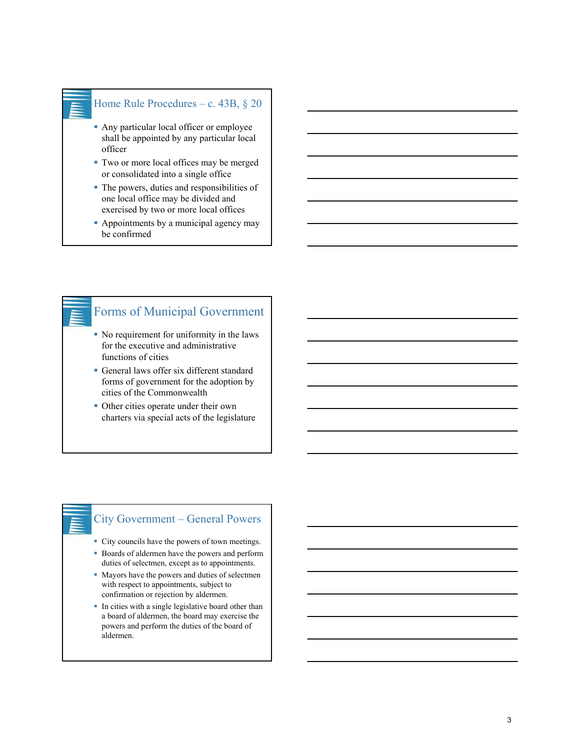## Home Rule Procedures – c. 43B, § 20

- Any particular local officer or employee shall be appointed by any particular local officer
- Two or more local offices may be merged or consolidated into a single office
- The powers, duties and responsibilities of one local office may be divided and exercised by two or more local offices
- Appointments by a municipal agency may be confirmed

## Forms of Municipal Government

- No requirement for uniformity in the laws for the executive and administrative functions of cities
- General laws offer six different standard forms of government for the adoption by cities of the Commonwealth
- Other cities operate under their own charters via special acts of the legislature

## City Government – General Powers

- City councils have the powers of town meetings.
- Boards of aldermen have the powers and perform duties of selectmen, except as to appointments.
- Mayors have the powers and duties of selectmen with respect to appointments, subject to confirmation or rejection by aldermen.
- In cities with a single legislative board other than a board of aldermen, the board may exercise the powers and perform the duties of the board of aldermen.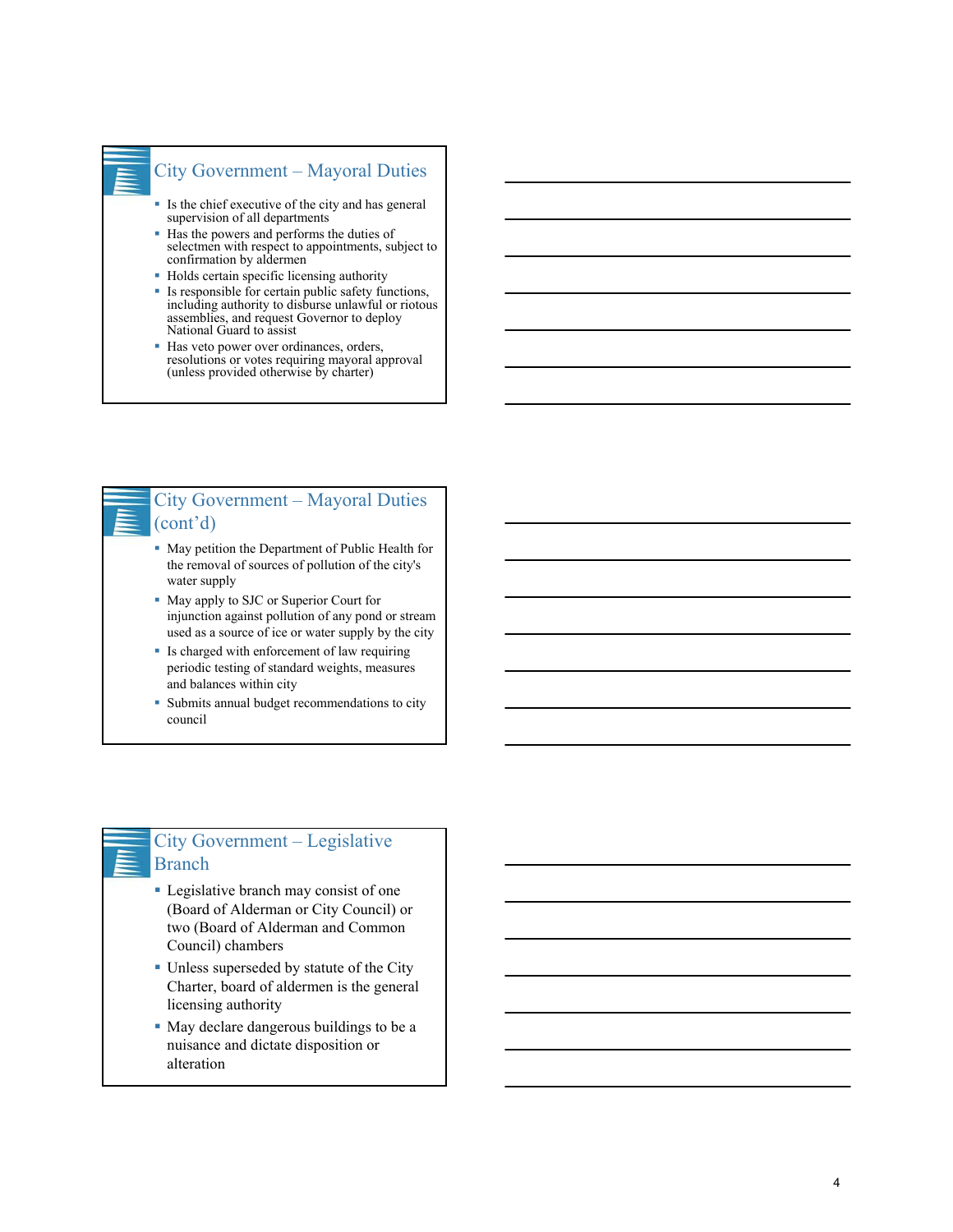## City Government – Mayoral Duties

- Is the chief executive of the city and has general supervision of all departments
- Has the powers and performs the duties of selectmen with respect to appointments, subject to confirmation by aldermen
- Holds certain specific licensing authority
- Is responsible for certain public safety functions, including authority to disburse unlawful or riotous assemblies, and request Governor to deploy National Guard to assist
- Has veto power over ordinances, orders, resolutions or votes requiring mayoral approval (unless provided otherwise by charter)

## City Government – Mayoral Duties (cont'd)

- May petition the Department of Public Health for the removal of sources of pollution of the city's water supply
- May apply to SJC or Superior Court for injunction against pollution of any pond or stream used as a source of ice or water supply by the city
- Is charged with enforcement of law requiring periodic testing of standard weights, measures and balances within city
- Submits annual budget recommendations to city council

## City Government – Legislative Branch

- Legislative branch may consist of one (Board of Alderman or City Council) or two (Board of Alderman and Common Council) chambers
- Unless superseded by statute of the City Charter, board of aldermen is the general licensing authority
- May declare dangerous buildings to be a nuisance and dictate disposition or alteration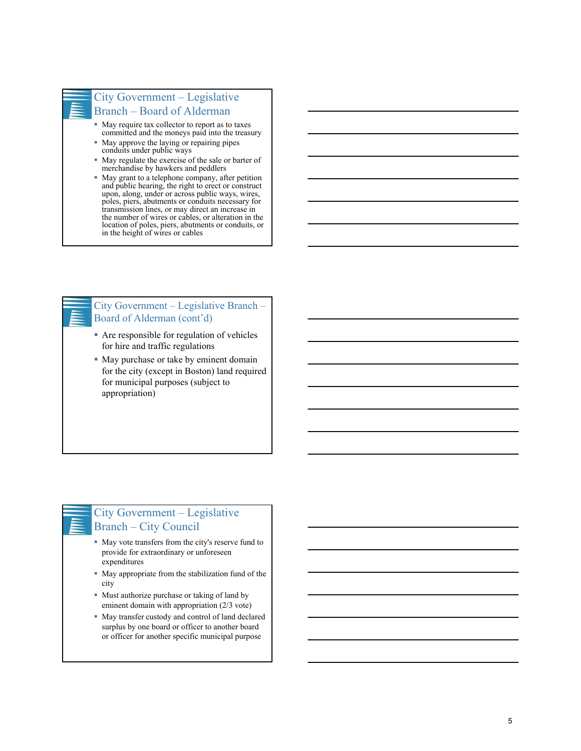## City Government – Legislative Branch – Board of Alderman

- May require tax collector to report as to taxes committed and the moneys paid into the treasury
- May approve the laying or repairing pipes conduits under public ways
- May regulate the exercise of the sale or barter of merchandise by hawkers and peddlers
- May grant to a telephone company, after petition and public hearing, the right to erect or construct upon, along, under or across public ways, wires, poles, piers, abutments or conduits necessary for transmission lines, or may direct an increase in the number of wires or cables, or alteration in the location of poles, piers, abutments or conduits, or in the height of wires or cables

## City Government – Legislative Branch – Board of Alderman (cont'd)

- Are responsible for regulation of vehicles for hire and traffic regulations
- May purchase or take by eminent domain for the city (except in Boston) land required for municipal purposes (subject to appropriation)

## City Government – Legislative Branch – City Council

- May vote transfers from the city's reserve fund to provide for extraordinary or unforeseen expenditures
- May appropriate from the stabilization fund of the city
- Must authorize purchase or taking of land by eminent domain with appropriation (2/3 vote)
- May transfer custody and control of land declared surplus by one board or officer to another board or officer for another specific municipal purpose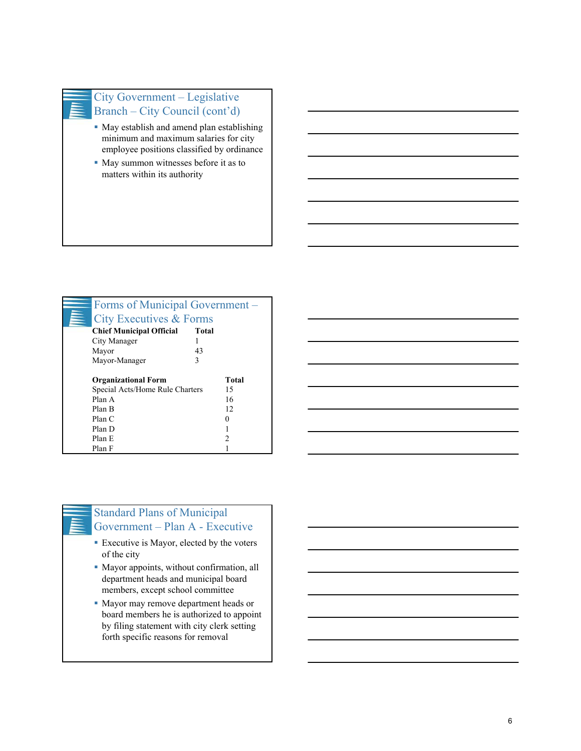## City Government – Legislative Branch – City Council (cont'd)

- May establish and amend plan establishing minimum and maximum salaries for city employee positions classified by ordinance
- May summon witnesses before it as to matters within its authority

## Forms of Municipal Government – City Executives & Forms

| Chief Municipal Official | Total |
|---|---|
| City Manager | 1 |
| Mayor | 43 |
| Mayor-Manager | 3 |

| Organizational Form | Total |
|---|---|
| Special Acts/Home Rule Charters | 15 |
| Plan A | 16 |
| Plan B | 12 |
| Plan C | 0 |
| Plan D | 1 |
| Plan E | 2 |
| Plan F | 1 |

## Standard Plans of Municipal Government – Plan A - Executive

- Executive is Mayor, elected by the voters of the city
- Mayor appoints, without confirmation, all department heads and municipal board members, except school committee
- Mayor may remove department heads or board members he is authorized to appoint by filing statement with city clerk setting forth specific reasons for removal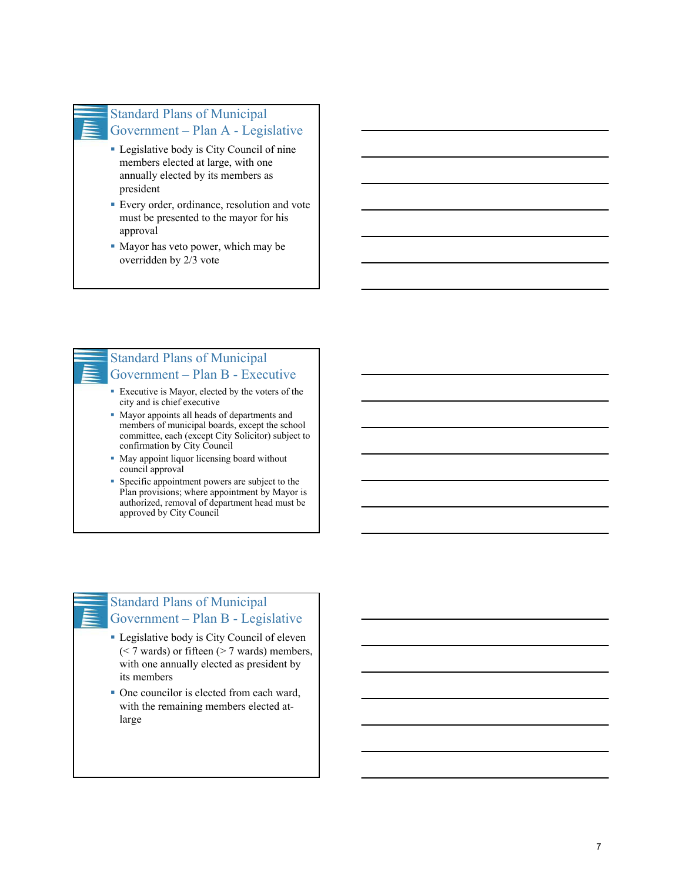## Standard Plans of Municipal Government – Plan A - Legislative

- Legislative body is City Council of nine members elected at large, with one annually elected by its members as president
- Every order, ordinance, resolution and vote must be presented to the mayor for his approval
- Mayor has veto power, which may be overridden by 2/3 vote

## Standard Plans of Municipal Government – Plan B - Executive

- Executive is Mayor, elected by the voters of the city and is chief executive
- Mayor appoints all heads of departments and members of municipal boards, except the school committee, each (except City Solicitor) subject to confirmation by City Council
- May appoint liquor licensing board without council approval
- Specific appointment powers are subject to the Plan provisions; where appointment by Mayor is authorized, removal of department head must be approved by City Council

## Standard Plans of Municipal Government – Plan B - Legislative

- Legislative body is City Council of eleven (< 7 wards) or fifteen (> 7 wards) members, with one annually elected as president by its members
- One councilor is elected from each ward, with the remaining members elected at-large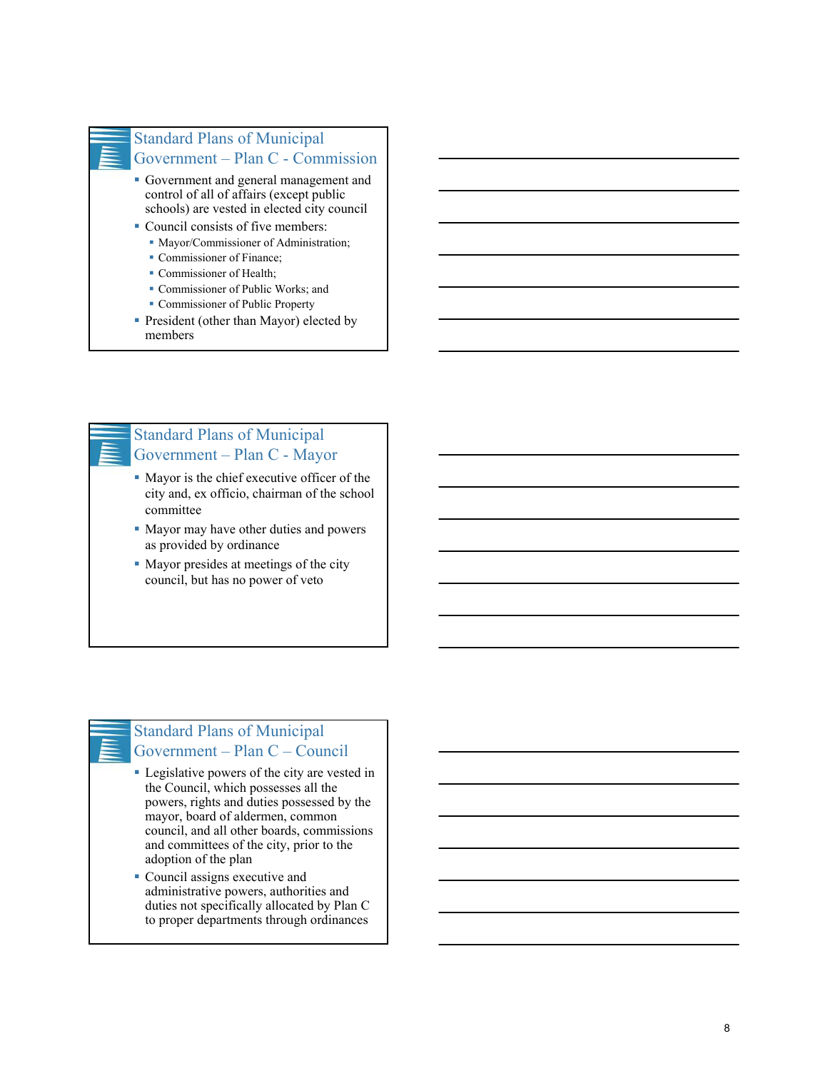## Standard Plans of Municipal Government – Plan C - Commission

- Government and general management and control of all of affairs (except public schools) are vested in elected city council
- Council consists of five members:
  - Mayor/Commissioner of Administration;
  - Commissioner of Finance;
  - Commissioner of Health;
  - Commissioner of Public Works; and
  - Commissioner of Public Property
- President (other than Mayor) elected by members

## Standard Plans of Municipal Government – Plan C - Mayor

- Mayor is the chief executive officer of the city and, ex officio, chairman of the school committee
- Mayor may have other duties and powers as provided by ordinance
- Mayor presides at meetings of the city council, but has no power of veto

## Standard Plans of Municipal Government – Plan C – Council

- Legislative powers of the city are vested in the Council, which possesses all the powers, rights and duties possessed by the mayor, board of aldermen, common council, and all other boards, commissions and committees of the city, prior to the adoption of the plan
- Council assigns executive and administrative powers, authorities and duties not specifically allocated by Plan C to proper departments through ordinances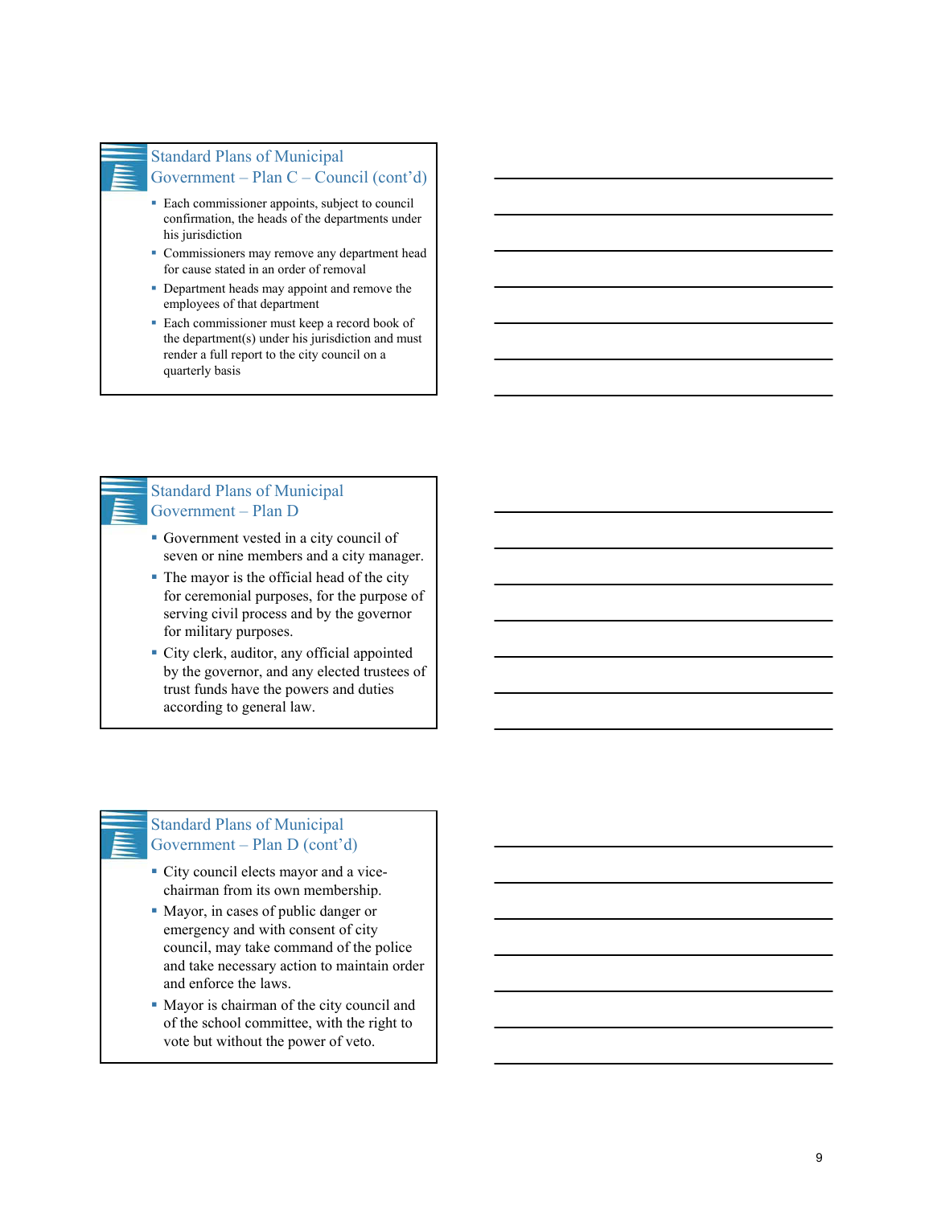## Standard Plans of Municipal Government – Plan C – Council (cont'd)

- Each commissioner appoints, subject to council confirmation, the heads of the departments under his jurisdiction
- Commissioners may remove any department head for cause stated in an order of removal
- Department heads may appoint and remove the employees of that department
- Each commissioner must keep a record book of the department(s) under his jurisdiction and must render a full report to the city council on a quarterly basis

## Standard Plans of Municipal Government – Plan D

- Government vested in a city council of seven or nine members and a city manager.
- The mayor is the official head of the city for ceremonial purposes, for the purpose of serving civil process and by the governor for military purposes.
- City clerk, auditor, any official appointed by the governor, and any elected trustees of trust funds have the powers and duties according to general law.

## Standard Plans of Municipal Government – Plan D (cont'd)

- City council elects mayor and a vice-chairman from its own membership.
- Mayor, in cases of public danger or emergency and with consent of city council, may take command of the police and take necessary action to maintain order and enforce the laws.
- Mayor is chairman of the city council and of the school committee, with the right to vote but without the power of veto.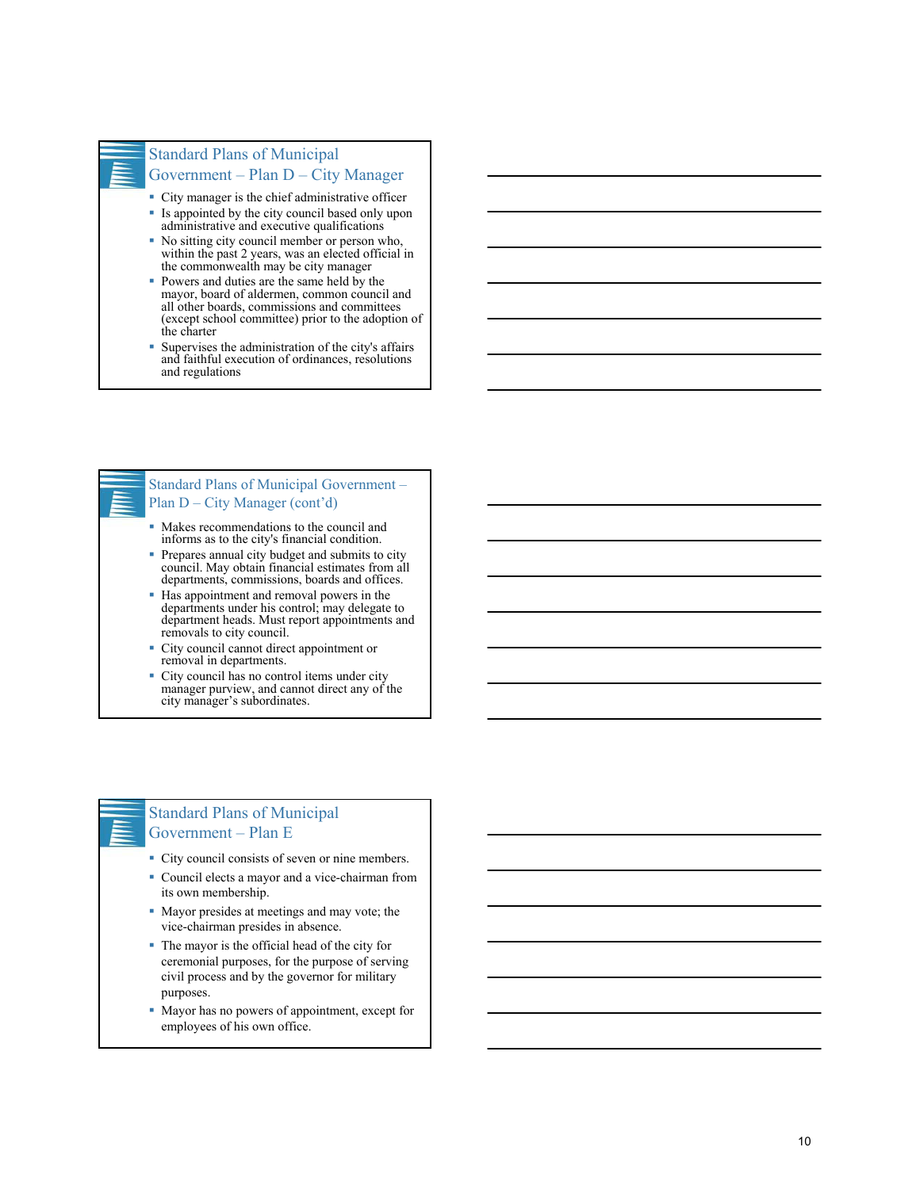## Standard Plans of Municipal Government – Plan D – City Manager

- City manager is the chief administrative officer
- Is appointed by the city council based only upon administrative and executive qualifications
- No sitting city council member or person who, within the past 2 years, was an elected official in the commonwealth may be city manager
- Powers and duties are the same held by the mayor, board of aldermen, common council and all other boards, commissions and committees (except school committee) prior to the adoption of the charter
- Supervises the administration of the city's affairs and faithful execution of ordinances, resolutions and regulations

## Standard Plans of Municipal Government – Plan D – City Manager (cont'd)

- Makes recommendations to the council and informs as to the city's financial condition.
- Prepares annual city budget and submits to city council. May obtain financial estimates from all departments, commissions, boards and offices.
- Has appointment and removal powers in the departments under his control; may delegate to department heads. Must report appointments and removals to city council.
- City council cannot direct appointment or removal in departments.
- City council has no control items under city manager purview, and cannot direct any of the city manager's subordinates.

## Standard Plans of Municipal Government – Plan E

- City council consists of seven or nine members.
- Council elects a mayor and a vice-chairman from its own membership.
- Mayor presides at meetings and may vote; the vice-chairman presides in absence.
- The mayor is the official head of the city for ceremonial purposes, for the purpose of serving civil process and by the governor for military purposes.
- Mayor has no powers of appointment, except for employees of his own office.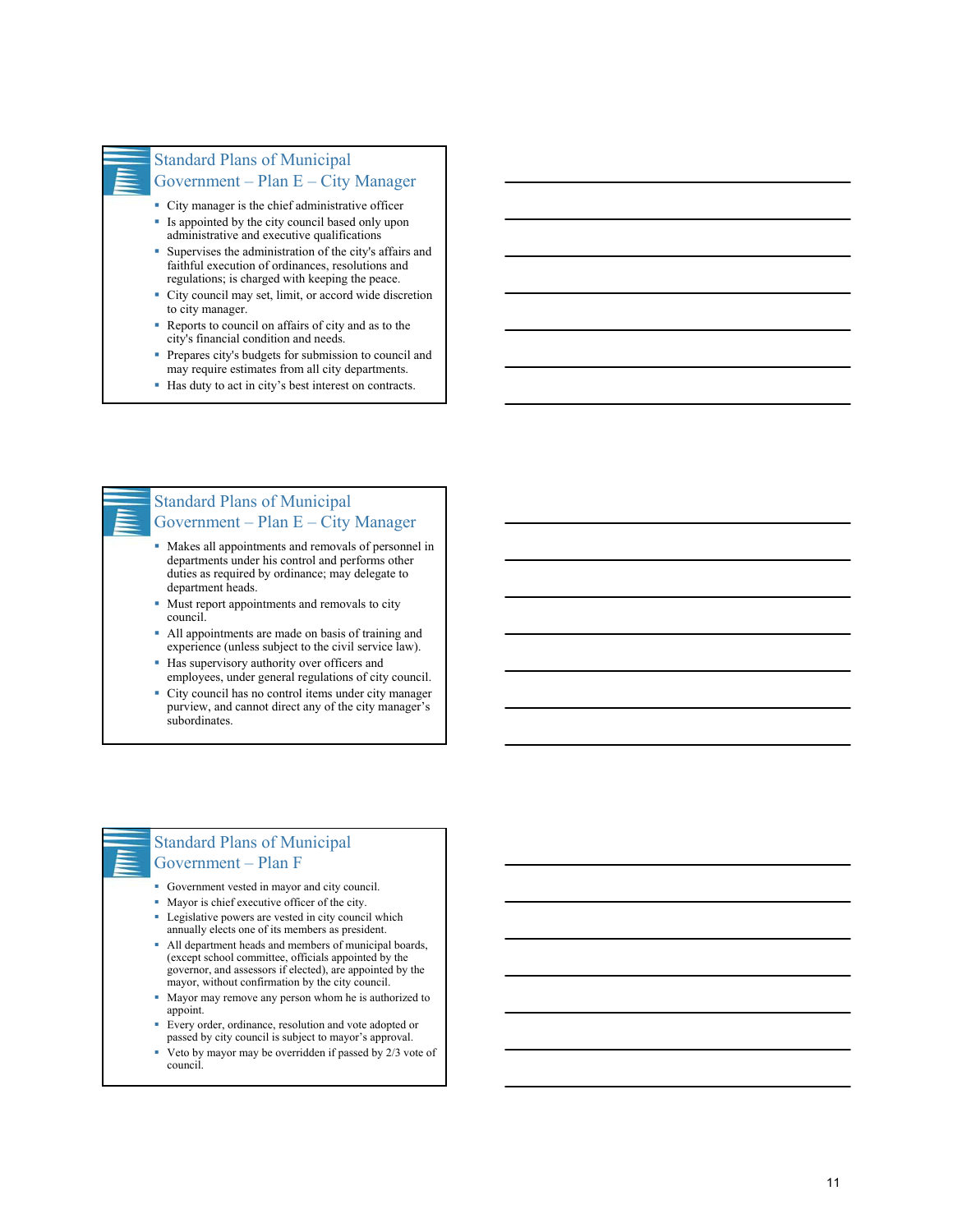## Standard Plans of Municipal Government – Plan E – City Manager

- City manager is the chief administrative officer
- Is appointed by the city council based only upon administrative and executive qualifications
- Supervises the administration of the city's affairs and faithful execution of ordinances, resolutions and regulations; is charged with keeping the peace.
- City council may set, limit, or accord wide discretion to city manager.
- Reports to council on affairs of city and as to the city's financial condition and needs.
- Prepares city's budgets for submission to council and may require estimates from all city departments.
- Has duty to act in city's best interest on contracts.

## Standard Plans of Municipal Government – Plan E – City Manager

- Makes all appointments and removals of personnel in departments under his control and performs other duties as required by ordinance; may delegate to department heads.
- Must report appointments and removals to city council.
- All appointments are made on basis of training and experience (unless subject to the civil service law).
- Has supervisory authority over officers and employees, under general regulations of city council.
- City council has no control items under city manager purview, and cannot direct any of the city manager's subordinates.

## Standard Plans of Municipal Government – Plan F

- Government vested in mayor and city council.
- Mayor is chief executive officer of the city.
- Legislative powers are vested in city council which annually elects one of its members as president.
- All department heads and members of municipal boards, (except school committee, officials appointed by the governor, and assessors if elected), are appointed by the mayor, without confirmation by the city council.
- Mayor may remove any person whom he is authorized to appoint.
- Every order, ordinance, resolution and vote adopted or passed by city council is subject to mayor's approval.
- Veto by mayor may be overridden if passed by 2/3 vote of council.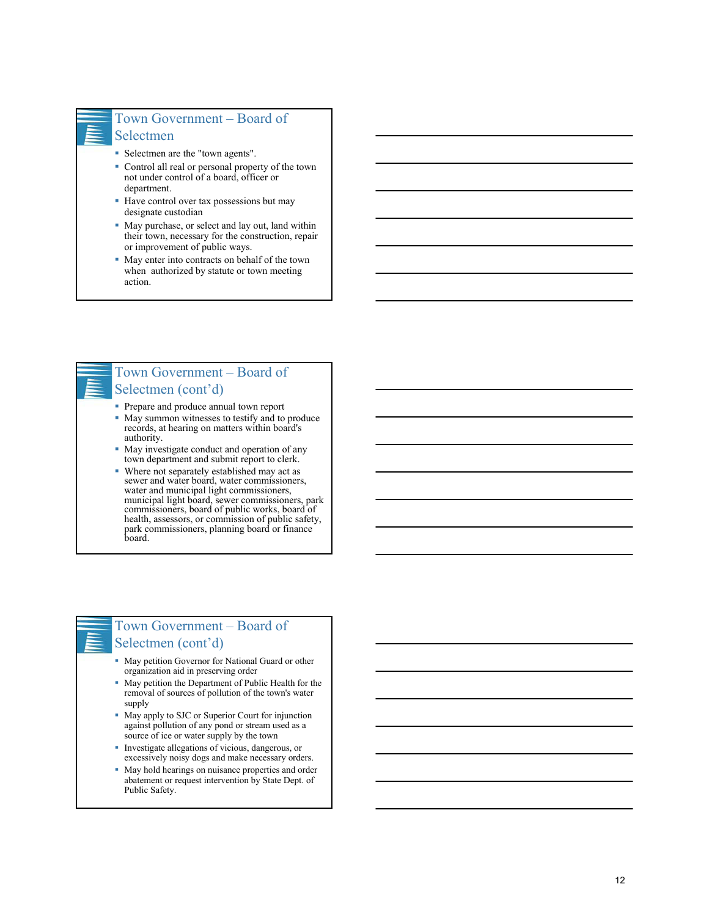## Town Government – Board of Selectmen

- Selectmen are the "town agents".
- Control all real or personal property of the town not under control of a board, officer or department.
- Have control over tax possessions but may designate custodian
- May purchase, or select and lay out, land within their town, necessary for the construction, repair or improvement of public ways.
- May enter into contracts on behalf of the town when authorized by statute or town meeting action.

## Town Government – Board of Selectmen (cont'd)

- Prepare and produce annual town report
- May summon witnesses to testify and to produce records, at hearing on matters within board's authority.
- May investigate conduct and operation of any town department and submit report to clerk.
- Where not separately established may act as sewer and water board, water commissioners, water and municipal light commissioners, municipal light board, sewer commissioners, park commissioners, board of public works, board of health, assessors, or commission of public safety, park commissioners, planning board or finance board.

## Town Government – Board of Selectmen (cont'd)

- May petition Governor for National Guard or other organization aid in preserving order
- May petition the Department of Public Health for the removal of sources of pollution of the town's water supply
- May apply to SJC or Superior Court for injunction against pollution of any pond or stream used as a source of ice or water supply by the town
- Investigate allegations of vicious, dangerous, or excessively noisy dogs and make necessary orders.
- May hold hearings on nuisance properties and order abatement or request intervention by State Dept. of Public Safety.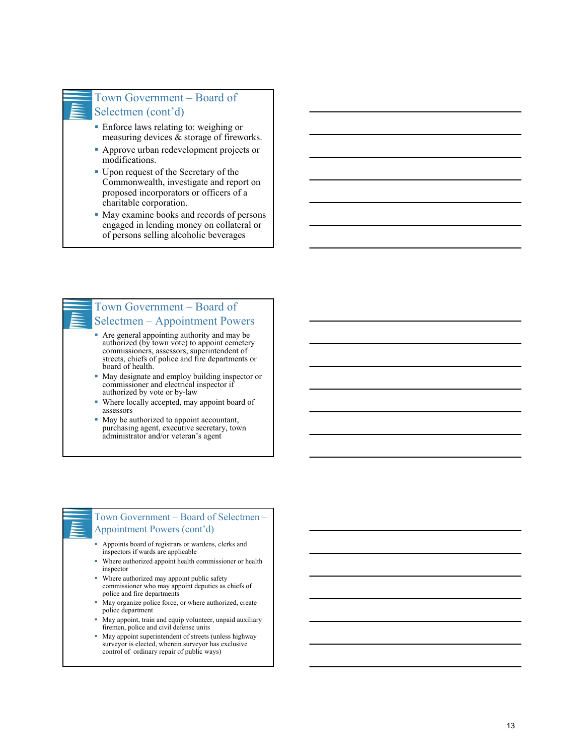## Town Government – Board of Selectmen (cont'd)

- Enforce laws relating to: weighing or measuring devices & storage of fireworks.
- Approve urban redevelopment projects or modifications.
- Upon request of the Secretary of the Commonwealth, investigate and report on proposed incorporators or officers of a charitable corporation.
- May examine books and records of persons engaged in lending money on collateral or of persons selling alcoholic beverages

## Town Government – Board of Selectmen – Appointment Powers

- Are general appointing authority and may be authorized (by town vote) to appoint cemetery commissioners, assessors, superintendent of streets, chiefs of police and fire departments or board of health.
- May designate and employ building inspector or commissioner and electrical inspector if authorized by vote or by-law
- Where locally accepted, may appoint board of assessors
- May be authorized to appoint accountant, purchasing agent, executive secretary, town administrator and/or veteran's agent

## Town Government – Board of Selectmen – Appointment Powers (cont'd)

- Appoints board of registrars or wardens, clerks and inspectors if wards are applicable
- Where authorized appoint health commissioner or health inspector
- Where authorized may appoint public safety commissioner who may appoint deputies as chiefs of police and fire departments
- May organize police force, or where authorized, create police department
- May appoint, train and equip volunteer, unpaid auxiliary firemen, police and civil defense units
- May appoint superintendent of streets (unless highway surveyor is elected, wherein surveyor has exclusive control of ordinary repair of public ways)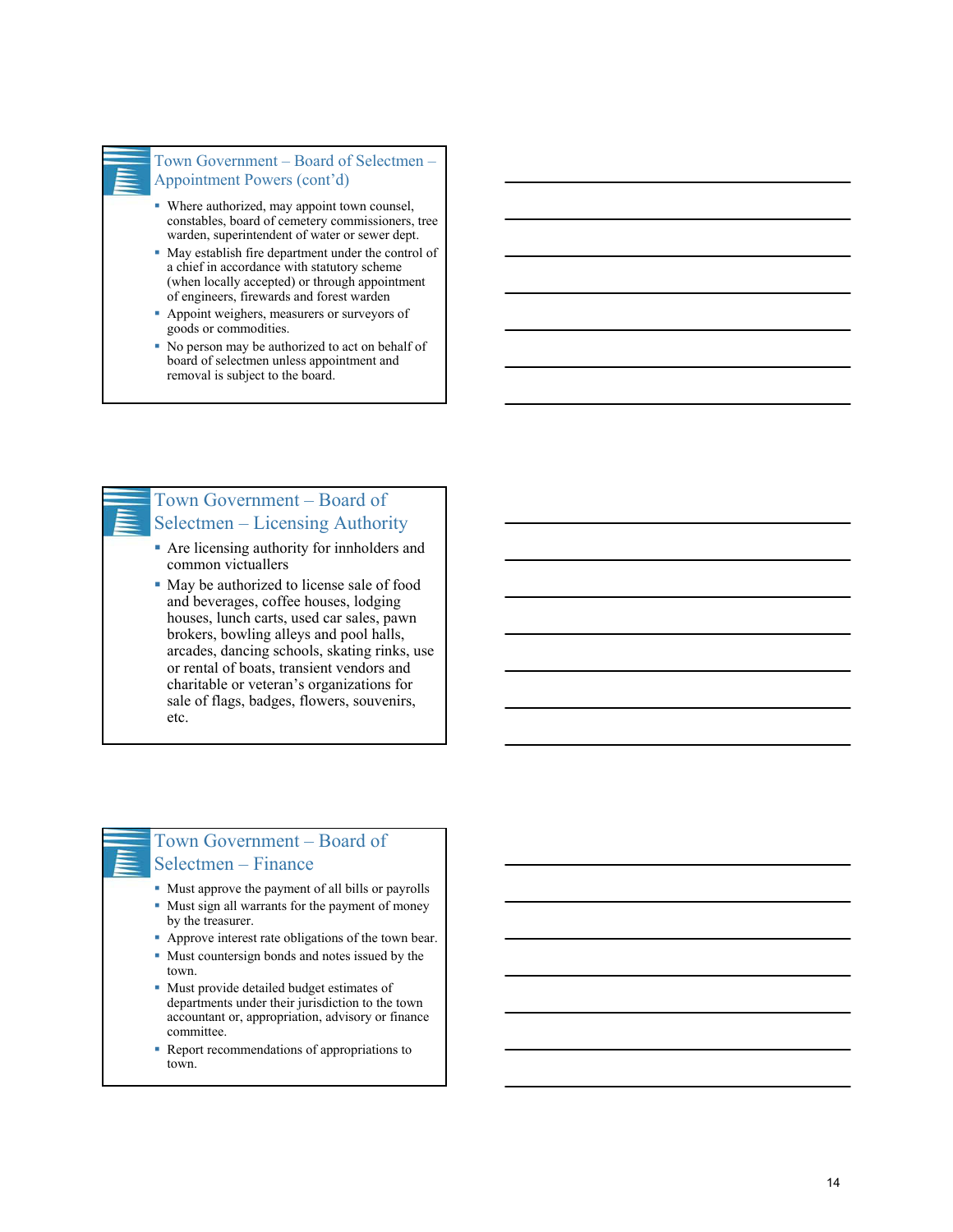## Town Government – Board of Selectmen – Appointment Powers (cont'd)

- Where authorized, may appoint town counsel, constables, board of cemetery commissioners, tree warden, superintendent of water or sewer dept.
- May establish fire department under the control of a chief in accordance with statutory scheme (when locally accepted) or through appointment of engineers, firewards and forest warden
- Appoint weighers, measurers or surveyors of goods or commodities.
- No person may be authorized to act on behalf of board of selectmen unless appointment and removal is subject to the board.

## Town Government – Board of Selectmen – Licensing Authority

- Are licensing authority for innholders and common victuallers
- May be authorized to license sale of food and beverages, coffee houses, lodging houses, lunch carts, used car sales, pawn brokers, bowling alleys and pool halls, arcades, dancing schools, skating rinks, use or rental of boats, transient vendors and charitable or veteran's organizations for sale of flags, badges, flowers, souvenirs, etc.

## Town Government – Board of Selectmen – Finance

- Must approve the payment of all bills or payrolls
- Must sign all warrants for the payment of money by the treasurer.
- Approve interest rate obligations of the town bear.
- Must countersign bonds and notes issued by the town.
- Must provide detailed budget estimates of departments under their jurisdiction to the town accountant or, appropriation, advisory or finance committee.
- Report recommendations of appropriations to town.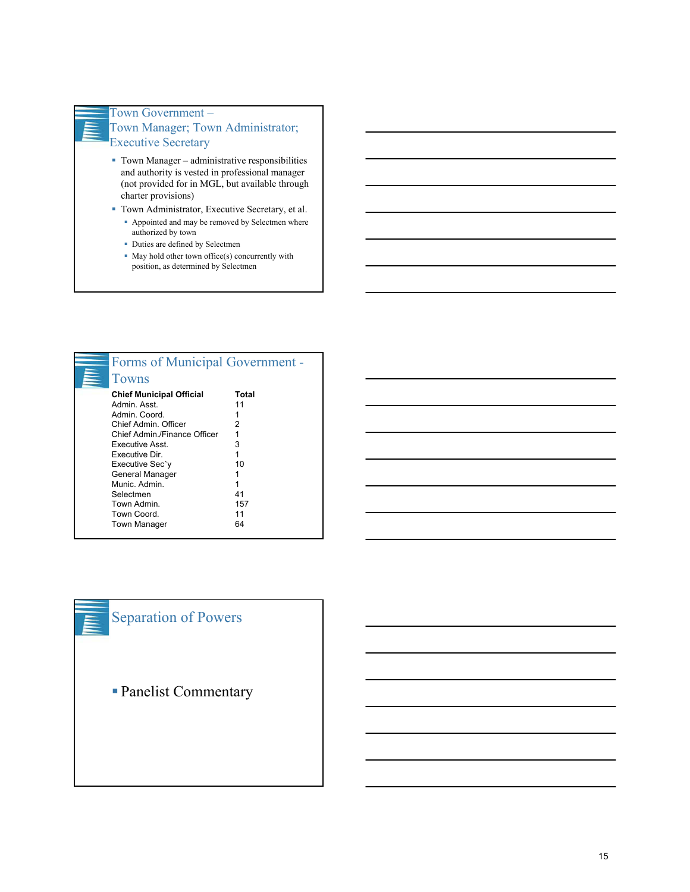## Town Government – Town Manager; Town Administrator; Executive Secretary

- Town Manager – administrative responsibilities and authority is vested in professional manager (not provided for in MGL, but available through charter provisions)
- Town Administrator, Executive Secretary, et al.
  - Appointed and may be removed by Selectmen where authorized by town
  - Duties are defined by Selectmen
  - May hold other town office(s) concurrently with position, as determined by Selectmen

## Forms of Municipal Government - Towns

| Chief Municipal Official | Total |
| --- | --- |
| Admin. Asst. | 11 |
| Admin. Coord. | 1 |
| Chief Admin. Officer | 2 |
| Chief Admin./Finance Officer | 1 |
| Executive Asst. | 3 |
| Executive Dir. | 1 |
| Executive Sec'y | 10 |
| General Manager | 1 |
| Munic. Admin. | 1 |
| Selectmen | 41 |
| Town Admin. | 157 |
| Town Coord. | 11 |
| Town Manager | 64 |

## Separation of Powers

- Panelist Commentary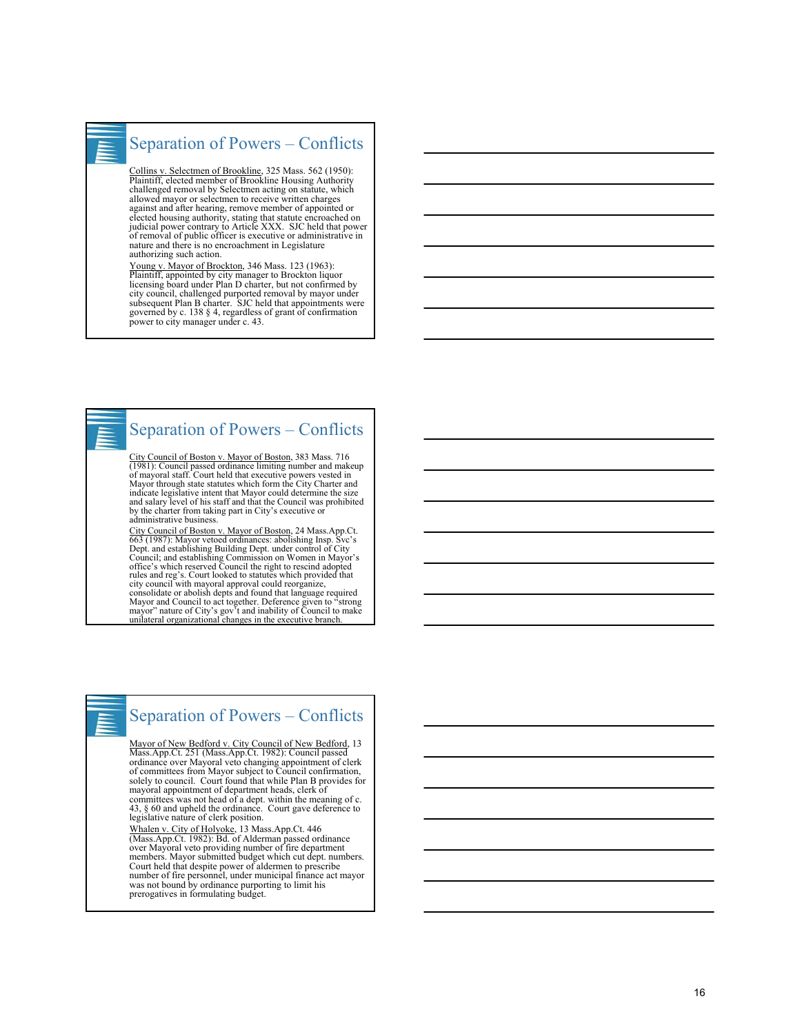## Separation of Powers – Conflicts

Collins v. Selectmen of Brookline, 325 Mass. 562 (1950): Plaintiff, elected member of Brookline Housing Authority challenged removal by Selectmen acting on statute, which allowed mayor or selectmen to receive written charges against and after hearing, remove member of appointed or elected housing authority, stating that statute encroached on judicial power contrary to Article XXX. SJC held that power of removal of public officer is executive or administrative in nature and there is no encroachment in Legislature authorizing such action.

Young v. Mayor of Brockton, 346 Mass. 123 (1963): Plaintiff, appointed by city manager to Brockton liquor licensing board under Plan D charter, but not confirmed by city council, challenged purported removal by mayor under subsequent Plan B charter. SJC held that appointments were governed by c. 138 § 4, regardless of grant of confirmation power to city manager under c. 43.

## Separation of Powers – Conflicts

City Council of Boston v. Mayor of Boston, 383 Mass. 716 (1981): Council passed ordinance limiting number and makeup of mayoral staff. Court held that executive powers vested in Mayor through state statutes which form the City Charter and indicate legislative intent that Mayor could determine the size and salary level of his staff and that the Council was prohibited by the charter from taking part in City's executive or administrative business.

City Council of Boston v. Mayor of Boston, 24 Mass.App.Ct. 663 (1987): Mayor vetoed ordinances: abolishing Insp. Svc's Dept. and establishing Building Dept. under control of City Council; and establishing Commission on Women in Mayor's office's which reserved Council the right to rescind adopted rules and reg's. Court looked to statutes which provided that city council with mayoral approval could reorganize, consolidate or abolish depts and found that language required Mayor and Council to act together. Deference given to "strong mayor" nature of City's gov't and inability of Council to make unilateral organizational changes in the executive branch.

## Separation of Powers – Conflicts

Mayor of New Bedford v. City Council of New Bedford, 13 Mass.App.Ct. 251 (Mass.App.Ct. 1982): Council passed ordinance over Mayoral veto changing appointment of clerk of committees from Mayor subject to Council confirmation, solely to council. Court found that while Plan B provides for mayoral appointment of department heads, clerk of committees was not head of a dept. within the meaning of c. 43, § 60 and upheld the ordinance. Court gave deference to legislative nature of clerk position.

Whalen v. City of Holyoke, 13 Mass.App.Ct. 446 (Mass.App.Ct. 1982): Bd. of Alderman passed ordinance over Mayoral veto providing number of fire department members. Mayor submitted budget which cut dept. numbers. Court held that despite power of aldermen to prescribe number of fire personnel, under municipal finance act mayor was not bound by ordinance purporting to limit his prerogatives in formulating budget.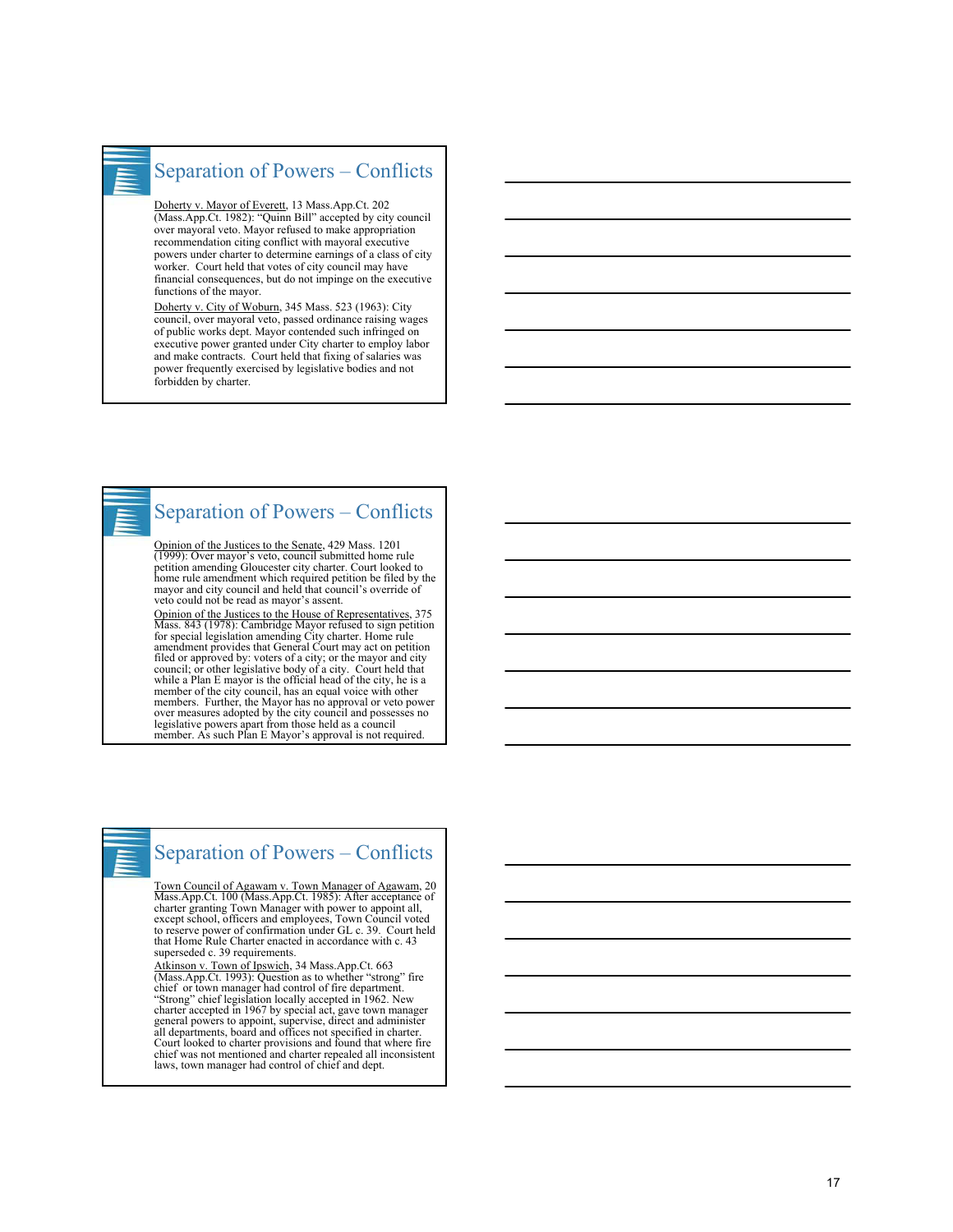## Separation of Powers – Conflicts

Doherty v. Mayor of Everett, 13 Mass.App.Ct. 202 (Mass.App.Ct. 1982): "Quinn Bill" accepted by city council over mayoral veto. Mayor refused to make appropriation recommendation citing conflict with mayoral executive powers under charter to determine earnings of a class of city worker. Court held that votes of city council may have financial consequences, but do not impinge on the executive functions of the mayor.

Doherty v. City of Woburn, 345 Mass. 523 (1963): City council, over mayoral veto, passed ordinance raising wages of public works dept. Mayor contended such infringed on executive power granted under City charter to employ labor and make contracts. Court held that fixing of salaries was power frequently exercised by legislative bodies and not forbidden by charter.

## Separation of Powers – Conflicts

Opinion of the Justices to the Senate, 429 Mass. 1201 (1999): Over mayor's veto, council submitted home rule petition amending Gloucester city charter. Court looked to home rule amendment which required petition be filed by the mayor and city council and held that council's override of veto could not be read as mayor's assent.

Opinion of the Justices to the House of Representatives, 375 Mass. 843 (1978): Cambridge Mayor refused to sign petition for special legislation amending City charter. Home rule amendment provides that General Court may act on petition filed or approved by: voters of a city; or the mayor and city council; or other legislative body of a city. Court held that while a Plan E mayor is the official head of the city, he is a member of the city council, has an equal voice with other members. Further, the Mayor has no approval or veto power over measures adopted by the city council and possesses no legislative powers apart from those held as a council member. As such Plan E Mayor's approval is not required.

## Separation of Powers – Conflicts

Town Council of Agawam v. Town Manager of Agawam, 20 Mass.App.Ct. 100 (Mass.App.Ct. 1985): After acceptance of charter granting Town Manager with power to appoint all, except school, officers and employees, Town Council voted to reserve power of confirmation under GL c. 39. Court held that Home Rule Charter enacted in accordance with c. 43 superseded c. 39 requirements.

Atkinson v. Town of Ipswich, 34 Mass.App.Ct. 663 (Mass.App.Ct. 1993): Question as to whether "strong" fire chief or town manager had control of fire department. "Strong" chief legislation locally accepted in 1962. New charter accepted in 1967 by special act, gave town manager general powers to appoint, supervise, direct and administer all departments, board and offices not specified in charter. Court looked to charter provisions and found that where fire chief was not mentioned and charter repealed all inconsistent laws, town manager had control of chief and dept.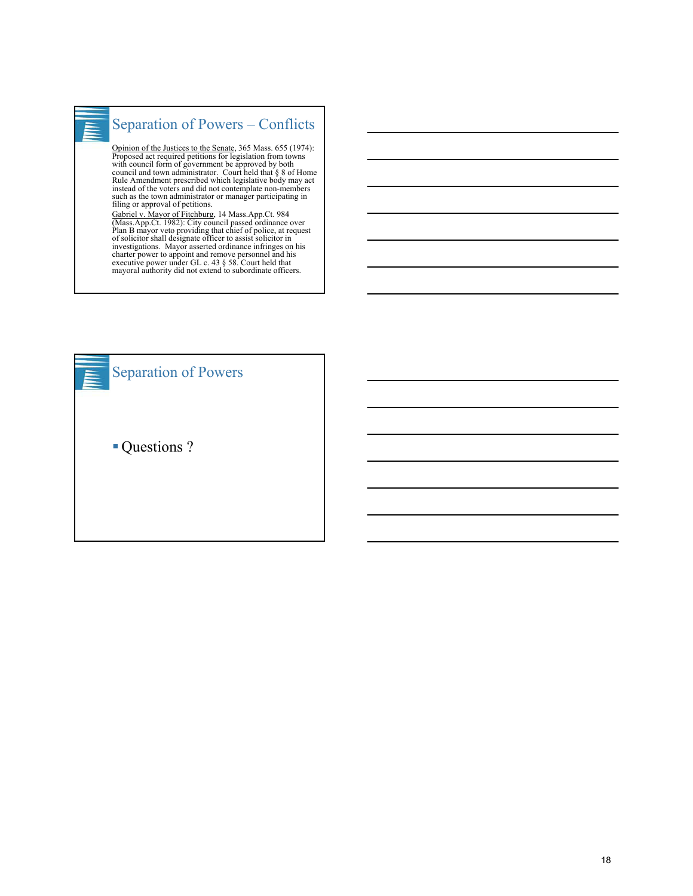## Separation of Powers – Conflicts

Opinion of the Justices to the Senate, 365 Mass. 655 (1974): Proposed act required petitions for legislation from towns with council form of government be approved by both council and town administrator. Court held that § 8 of Home Rule Amendment prescribed which legislative body may act instead of the voters and did not contemplate non-members such as the town administrator or manager participating in filing or approval of petitions.

Gabriel v. Mayor of Fitchburg, 14 Mass.App.Ct. 984 (Mass.App.Ct. 1982): City council passed ordinance over Plan B mayor veto providing that chief of police, at request of solicitor shall designate officer to assist solicitor in investigations. Mayor asserted ordinance infringes on his charter power to appoint and remove personnel and his executive power under GL c. 43 § 58. Court held that mayoral authority did not extend to subordinate officers.

## Separation of Powers

- Questions ?